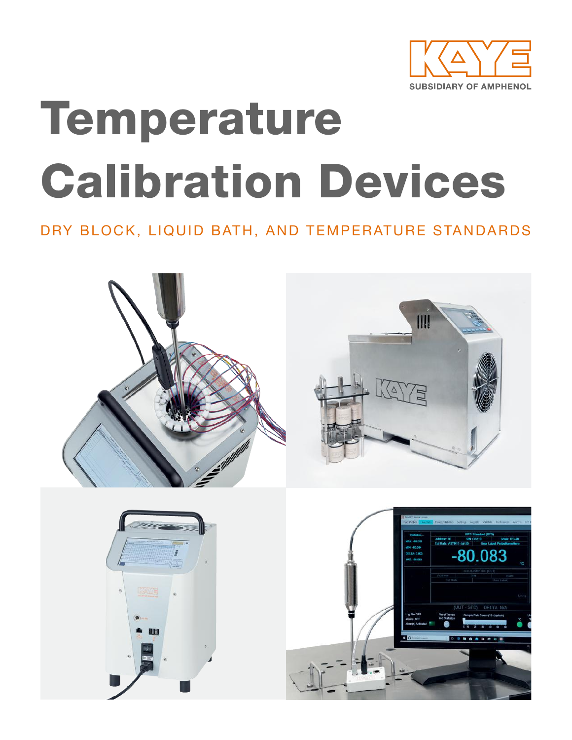KAYE

SUBSIDIARY OF AMPHENOL

# Temperature Calibration Devices

## DRY BLOCK, LIQUID BATH, AND TEMPERATURE STANDARDS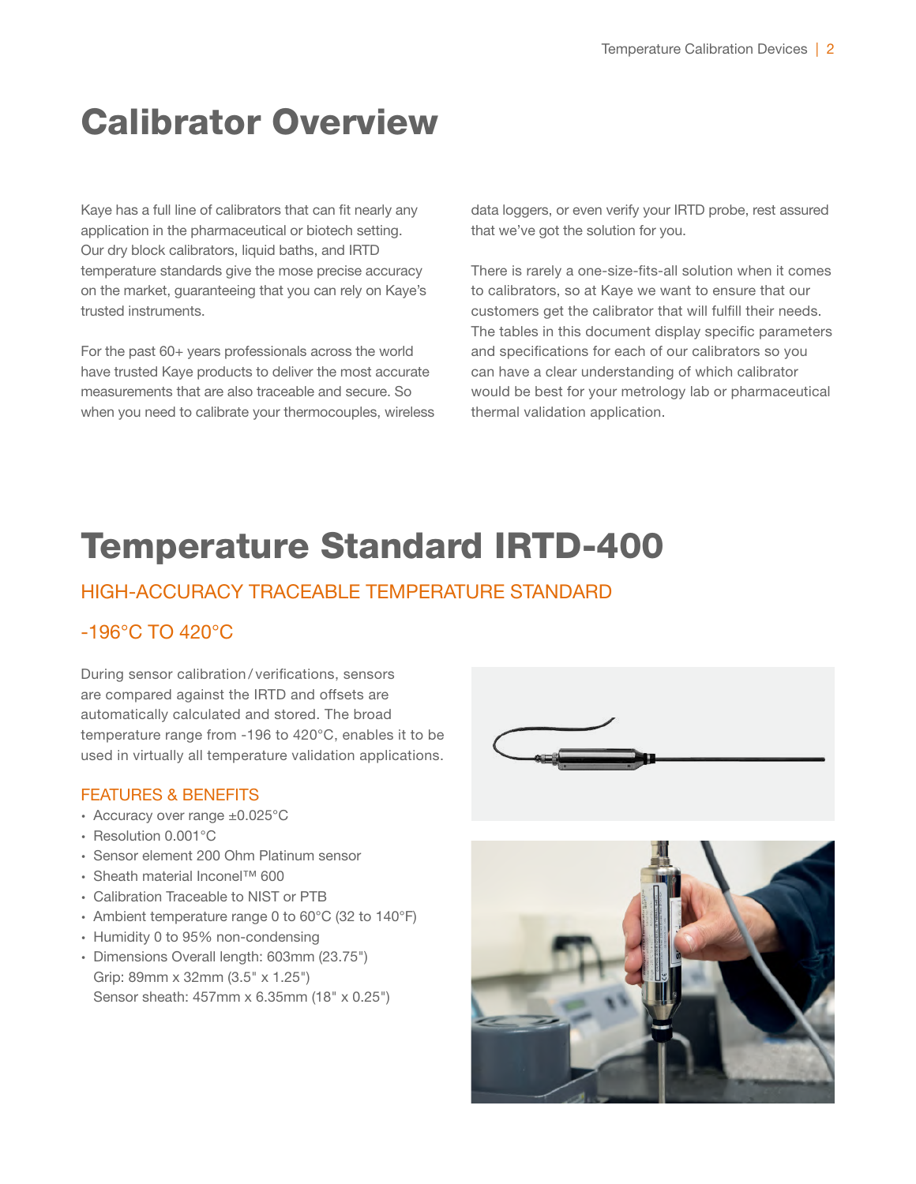# Calibrator Overview

Kaye has a full line of calibrators that can fit nearly any application in the pharmaceutical or biotech setting. Our dry block calibrators, liquid baths, and IRTD temperature standards give the mose precise accuracy on the market, guaranteeing that you can rely on Kaye's trusted instruments.

For the past 60+ years professionals across the world have trusted Kaye products to deliver the most accurate measurements that are also traceable and secure. So when you need to calibrate your thermocouples, wireless data loggers, or even verify your IRTD probe, rest assured that we've got the solution for you.

There is rarely a one-size-fits-all solution when it comes to calibrators, so at Kaye we want to ensure that our customers get the calibrator that will fulfill their needs. The tables in this document display specific parameters and specifications for each of our calibrators so you can have a clear understanding of which calibrator would be best for your metrology lab or pharmaceutical thermal validation application.

# Temperature Standard IRTD-400

## HIGH-ACCURACY TRACEABLE TEMPERATURE STANDARD

## -196°C TO 420°C

During sensor calibration/verifications, sensors are compared against the IRTD and offsets are automatically calculated and stored. The broad temperature range from -196 to 420°C, enables it to be used in virtually all temperature validation applications.

### FEATURES & BENEFITS

- Accuracy over range ±0.025°C
- Resolution 0.001°C
- Sensor element 200 Ohm Platinum sensor
- Sheath material Inconel™ 600
- Calibration Traceable to NIST or PTB
- Ambient temperature range 0 to 60°C (32 to 140°F)
- Humidity 0 to 95% non-condensing
- Dimensions Overall length: 603mm (23.75")
  Grip: 89mm x 32mm (3.5" x 1.25")
  Sensor sheath: 457mm x 6.35mm (18" x 0.25")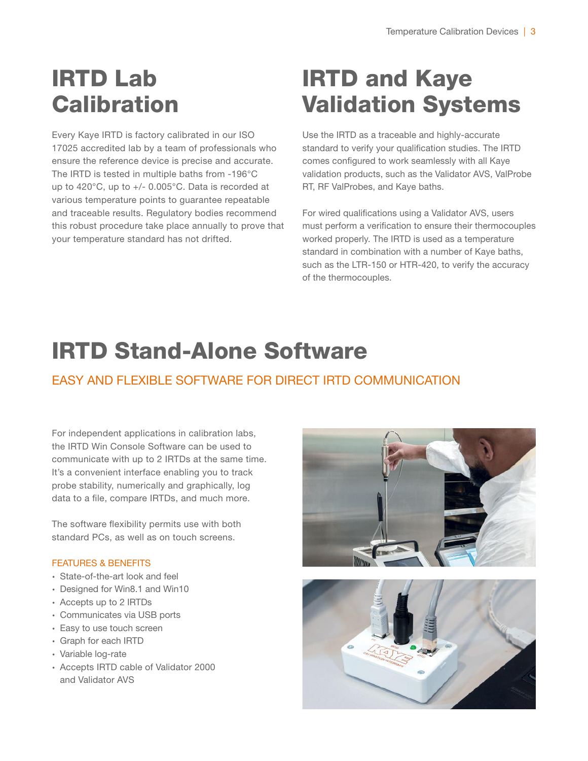# IRTD Lab Calibration

Every Kaye IRTD is factory calibrated in our ISO 17025 accredited lab by a team of professionals who ensure the reference device is precise and accurate. The IRTD is tested in multiple baths from -196°C up to 420°C, up to +/- 0.005°C. Data is recorded at various temperature points to guarantee repeatable and traceable results. Regulatory bodies recommend this robust procedure take place annually to prove that your temperature standard has not drifted.

# IRTD and Kaye Validation Systems

Use the IRTD as a traceable and highly-accurate standard to verify your qualification studies. The IRTD comes configured to work seamlessly with all Kaye validation products, such as the Validator AVS, ValProbe RT, RF ValProbes, and Kaye baths.

For wired qualifications using a Validator AVS, users must perform a verification to ensure their thermocouples worked properly. The IRTD is used as a temperature standard in combination with a number of Kaye baths, such as the LTR-150 or HTR-420, to verify the accuracy of the thermocouples.

# IRTD Stand-Alone Software

## EASY AND FLEXIBLE SOFTWARE FOR DIRECT IRTD COMMUNICATION

For independent applications in calibration labs, the IRTD Win Console Software can be used to communicate with up to 2 IRTDs at the same time. It's a convenient interface enabling you to track probe stability, numerically and graphically, log data to a file, compare IRTDs, and much more.

The software flexibility permits use with both standard PCs, as well as on touch screens.

### FEATURES & BENEFITS

- State-of-the-art look and feel
- Designed for Win8.1 and Win10
- Accepts up to 2 IRTDs
- Communicates via USB ports
- Easy to use touch screen
- Graph for each IRTD
- Variable log-rate
- Accepts IRTD cable of Validator 2000 and Validator AVS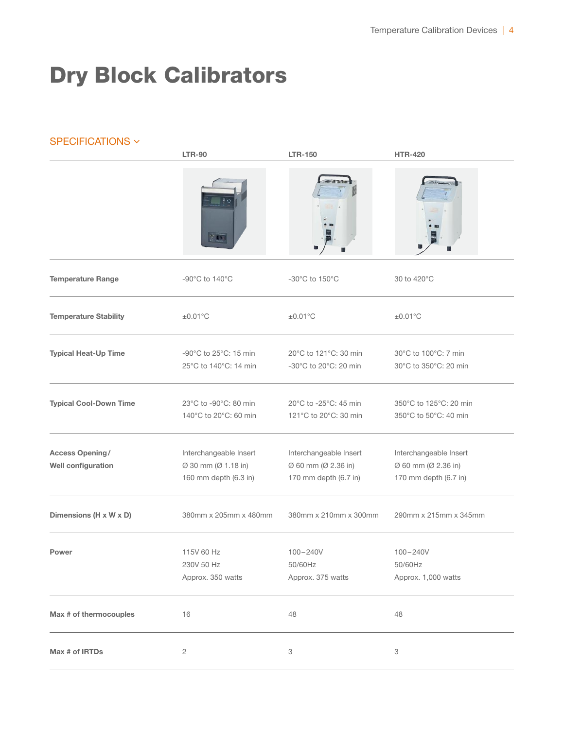# Dry Block Calibrators

## SPECIFICATIONS ⌄

| | LTR-90 | LTR-150 | HTR-420 |
|---|---|---|---|
| **Temperature Range** | -90°C to 140°C | -30°C to 150°C | 30 to 420°C |
| **Temperature Stability** | ±0.01°C | ±0.01°C | ±0.01°C |
| **Typical Heat-Up Time** | -90°C to 25°C: 15 min<br>25°C to 140°C: 14 min | 20°C to 121°C: 30 min<br>-30°C to 20°C: 20 min | 30°C to 100°C: 7 min<br>30°C to 350°C: 20 min |
| **Typical Cool-Down Time** | 23°C to -90°C: 80 min<br>140°C to 20°C: 60 min | 20°C to -25°C: 45 min<br>121°C to 20°C: 30 min | 350°C to 125°C: 20 min<br>350°C to 50°C: 40 min |
| **Access Opening/ Well configuration** | Interchangeable Insert<br>Ø 30 mm (Ø 1.18 in)<br>160 mm depth (6.3 in) | Interchangeable Insert<br>Ø 60 mm (Ø 2.36 in)<br>170 mm depth (6.7 in) | Interchangeable Insert<br>Ø 60 mm (Ø 2.36 in)<br>170 mm depth (6.7 in) |
| **Dimensions (H x W x D)** | 380mm x 205mm x 480mm | 380mm x 210mm x 300mm | 290mm x 215mm x 345mm |
| **Power** | 115V 60 Hz<br>230V 50 Hz<br>Approx. 350 watts | 100–240V<br>50/60Hz<br>Approx. 375 watts | 100–240V<br>50/60Hz<br>Approx. 1,000 watts |
| **Max # of thermocouples** | 16 | 48 | 48 |
| **Max # of IRTDs** | 2 | 3 | 3 |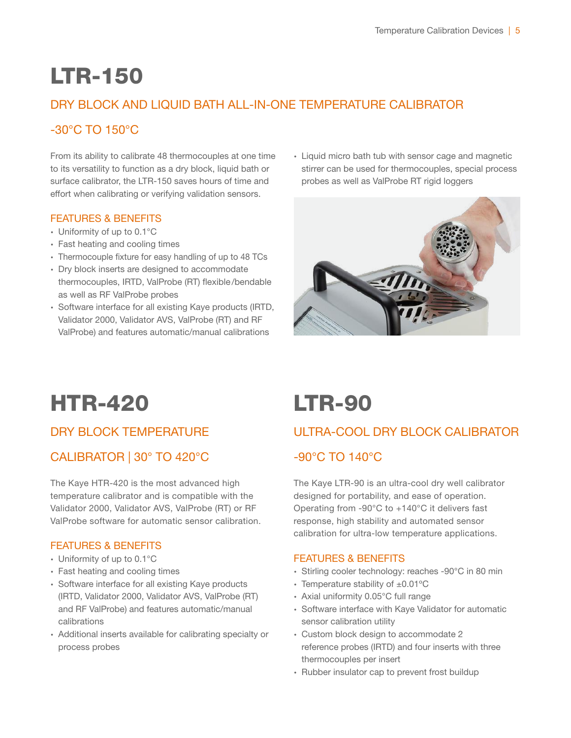# LTR-150

## DRY BLOCK AND LIQUID BATH ALL-IN-ONE TEMPERATURE CALIBRATOR

## -30°C TO 150°C

From its ability to calibrate 48 thermocouples at one time to its versatility to function as a dry block, liquid bath or surface calibrator, the LTR-150 saves hours of time and effort when calibrating or verifying validation sensors.

### FEATURES & BENEFITS

- Uniformity of up to 0.1°C
- Fast heating and cooling times
- Thermocouple fixture for easy handling of up to 48 TCs
- Dry block inserts are designed to accommodate thermocouples, IRTD, ValProbe (RT) flexible/bendable as well as RF ValProbe probes
- Software interface for all existing Kaye products (IRTD, Validator 2000, Validator AVS, ValProbe (RT) and RF ValProbe) and features automatic/manual calibrations
- Liquid micro bath tub with sensor cage and magnetic stirrer can be used for thermocouples, special process probes as well as ValProbe RT rigid loggers

# HTR-420

## DRY BLOCK TEMPERATURE CALIBRATOR | 30° TO 420°C

The Kaye HTR-420 is the most advanced high temperature calibrator and is compatible with the Validator 2000, Validator AVS, ValProbe (RT) or RF ValProbe software for automatic sensor calibration.

### FEATURES & BENEFITS

- Uniformity of up to 0.1°C
- Fast heating and cooling times
- Software interface for all existing Kaye products (IRTD, Validator 2000, Validator AVS, ValProbe (RT) and RF ValProbe) and features automatic/manual calibrations
- Additional inserts available for calibrating specialty or process probes

# LTR-90

## ULTRA-COOL DRY BLOCK CALIBRATOR

## -90°C TO 140°C

The Kaye LTR-90 is an ultra-cool dry well calibrator designed for portability, and ease of operation. Operating from -90°C to +140°C it delivers fast response, high stability and automated sensor calibration for ultra-low temperature applications.

### FEATURES & BENEFITS

- Stirling cooler technology: reaches -90°C in 80 min
- Temperature stability of ±0.01°C
- Axial uniformity 0.05°C full range
- Software interface with Kaye Validator for automatic sensor calibration utility
- Custom block design to accommodate 2 reference probes (IRTD) and four inserts with three thermocouples per insert
- Rubber insulator cap to prevent frost buildup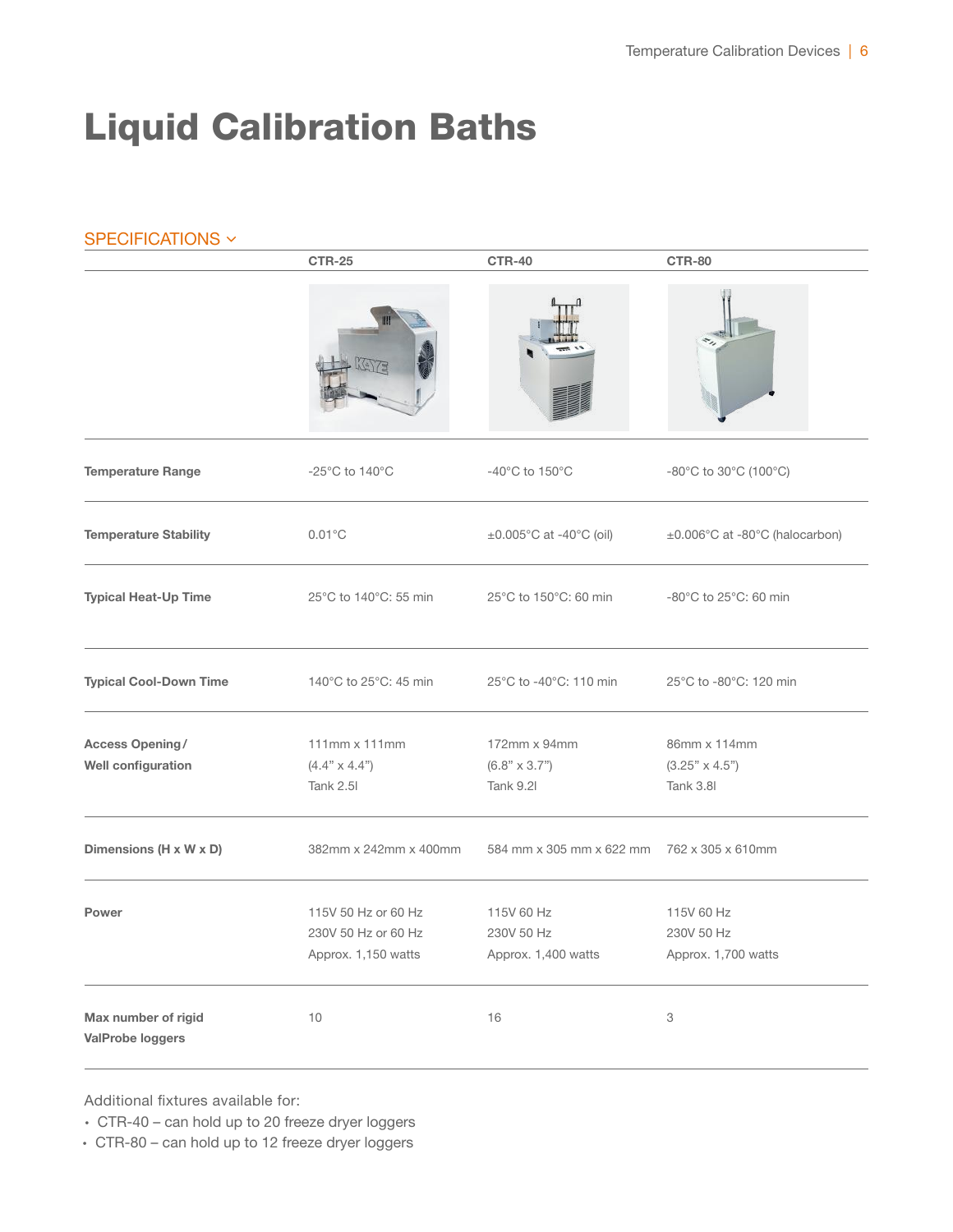# Liquid Calibration Baths

SPECIFICATIONS

| | CTR-25 | CTR-40 | CTR-80 |
|---|---|---|---|
| **Temperature Range** | -25°C to 140°C | -40°C to 150°C | -80°C to 30°C (100°C) |
| **Temperature Stability** | 0.01°C | ±0.005°C at -40°C (oil) | ±0.006°C at -80°C (halocarbon) |
| **Typical Heat-Up Time** | 25°C to 140°C: 55 min | 25°C to 150°C: 60 min | -80°C to 25°C: 60 min |
| **Typical Cool-Down Time** | 140°C to 25°C: 45 min | 25°C to -40°C: 110 min | 25°C to -80°C: 120 min |
| **Access Opening/ Well configuration** | 111mm x 111mm (4.4" x 4.4") Tank 2.5l | 172mm x 94mm (6.8" x 3.7") Tank 9.2l | 86mm x 114mm (3.25" x 4.5") Tank 3.8l |
| **Dimensions (H x W x D)** | 382mm x 242mm x 400mm | 584 mm x 305 mm x 622 mm | 762 x 305 x 610mm |
| **Power** | 115V 50 Hz or 60 Hz 230V 50 Hz or 60 Hz Approx. 1,150 watts | 115V 60 Hz 230V 50 Hz Approx. 1,400 watts | 115V 60 Hz 230V 50 Hz Approx. 1,700 watts |
| **Max number of rigid ValProbe loggers** | 10 | 16 | 3 |

Additional fixtures available for:

- CTR-40 – can hold up to 20 freeze dryer loggers
- CTR-80 – can hold up to 12 freeze dryer loggers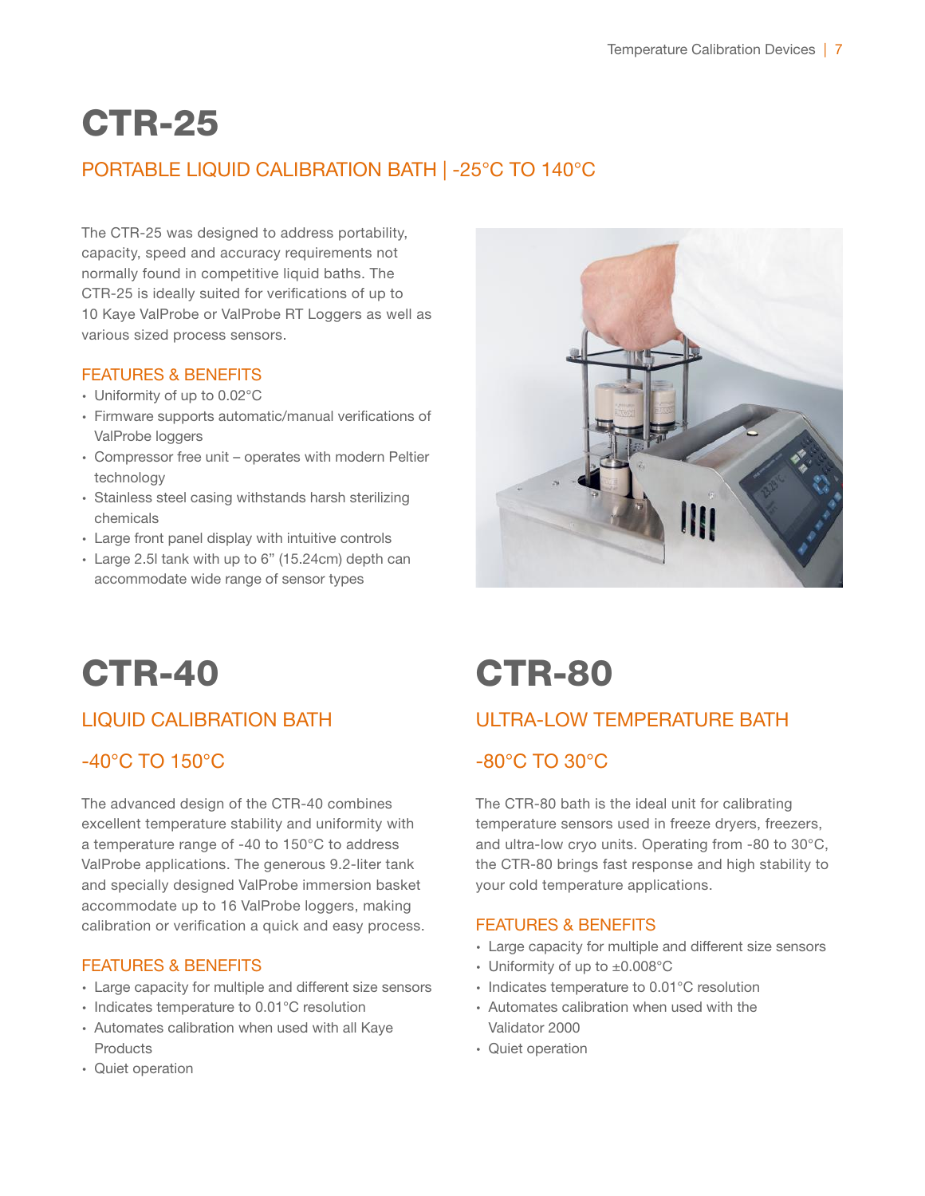# CTR-25

## PORTABLE LIQUID CALIBRATION BATH | -25°C TO 140°C

The CTR-25 was designed to address portability, capacity, speed and accuracy requirements not normally found in competitive liquid baths. The CTR-25 is ideally suited for verifications of up to 10 Kaye ValProbe or ValProbe RT Loggers as well as various sized process sensors.

### FEATURES & BENEFITS

- Uniformity of up to 0.02°C
- Firmware supports automatic/manual verifications of ValProbe loggers
- Compressor free unit – operates with modern Peltier technology
- Stainless steel casing withstands harsh sterilizing chemicals
- Large front panel display with intuitive controls
- Large 2.5l tank with up to 6" (15.24cm) depth can accommodate wide range of sensor types

# CTR-40

## LIQUID CALIBRATION BATH

## -40°C TO 150°C

The advanced design of the CTR-40 combines excellent temperature stability and uniformity with a temperature range of -40 to 150°C to address ValProbe applications. The generous 9.2-liter tank and specially designed ValProbe immersion basket accommodate up to 16 ValProbe loggers, making calibration or verification a quick and easy process.

### FEATURES & BENEFITS

- Large capacity for multiple and different size sensors
- Indicates temperature to 0.01°C resolution
- Automates calibration when used with all Kaye Products
- Quiet operation

# CTR-80

## ULTRA-LOW TEMPERATURE BATH

## -80°C TO 30°C

The CTR-80 bath is the ideal unit for calibrating temperature sensors used in freeze dryers, freezers, and ultra-low cryo units. Operating from -80 to 30°C, the CTR-80 brings fast response and high stability to your cold temperature applications.

### FEATURES & BENEFITS

- Large capacity for multiple and different size sensors
- Uniformity of up to ±0.008°C
- Indicates temperature to 0.01°C resolution
- Automates calibration when used with the Validator 2000
- Quiet operation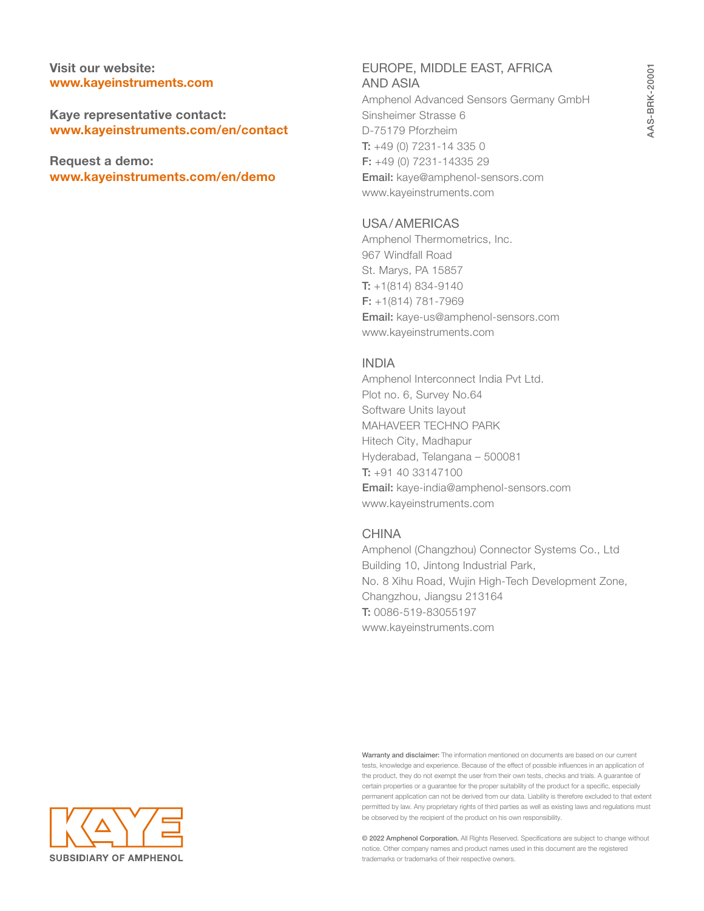**Visit our website:**
**www.kayeinstruments.com**

**Kaye representative contact:**
**www.kayeinstruments.com/en/contact**

**Request a demo:**
**www.kayeinstruments.com/en/demo**

## EUROPE, MIDDLE EAST, AFRICA AND ASIA

Amphenol Advanced Sensors Germany GmbH
Sinsheimer Strasse 6
D-75179 Pforzheim
**T:** +49 (0) 7231-14 335 0
**F:** +49 (0) 7231-14335 29
**Email:** kaye@amphenol-sensors.com
www.kayeinstruments.com

## USA/AMERICAS

Amphenol Thermometrics, Inc.
967 Windfall Road
St. Marys, PA 15857
**T:** +1(814) 834-9140
**F:** +1(814) 781-7969
**Email:** kaye-us@amphenol-sensors.com
www.kayeinstruments.com

## INDIA

Amphenol Interconnect India Pvt Ltd.
Plot no. 6, Survey No.64
Software Units layout
MAHAVEER TECHNO PARK
Hitech City, Madhapur
Hyderabad, Telangana – 500081
**T:** +91 40 33147100
**Email:** kaye-india@amphenol-sensors.com
www.kayeinstruments.com

## CHINA

Amphenol (Changzhou) Connector Systems Co., Ltd
Building 10, Jintong Industrial Park,
No. 8 Xihu Road, Wujin High-Tech Development Zone,
Changzhou, Jiangsu 213164
**T:** 0086-519-83055197
www.kayeinstruments.com

AAS-BRK-20001

KAYE
SUBSIDIARY OF AMPHENOL

**Warranty and disclaimer:** The information mentioned on documents are based on our current tests, knowledge and experience. Because of the effect of possible influences in an application of the product, they do not exempt the user from their own tests, checks and trials. A guarantee of certain properties or a guarantee for the proper suitability of the product for a specific, especially permanent application can not be derived from our data. Liability is therefore excluded to that extent permitted by law. Any proprietary rights of third parties as well as existing laws and regulations must be observed by the recipient of the product on his own responsibility.

**© 2022 Amphenol Corporation.** All Rights Reserved. Specifications are subject to change without notice. Other company names and product names used in this document are the registered trademarks or trademarks of their respective owners.